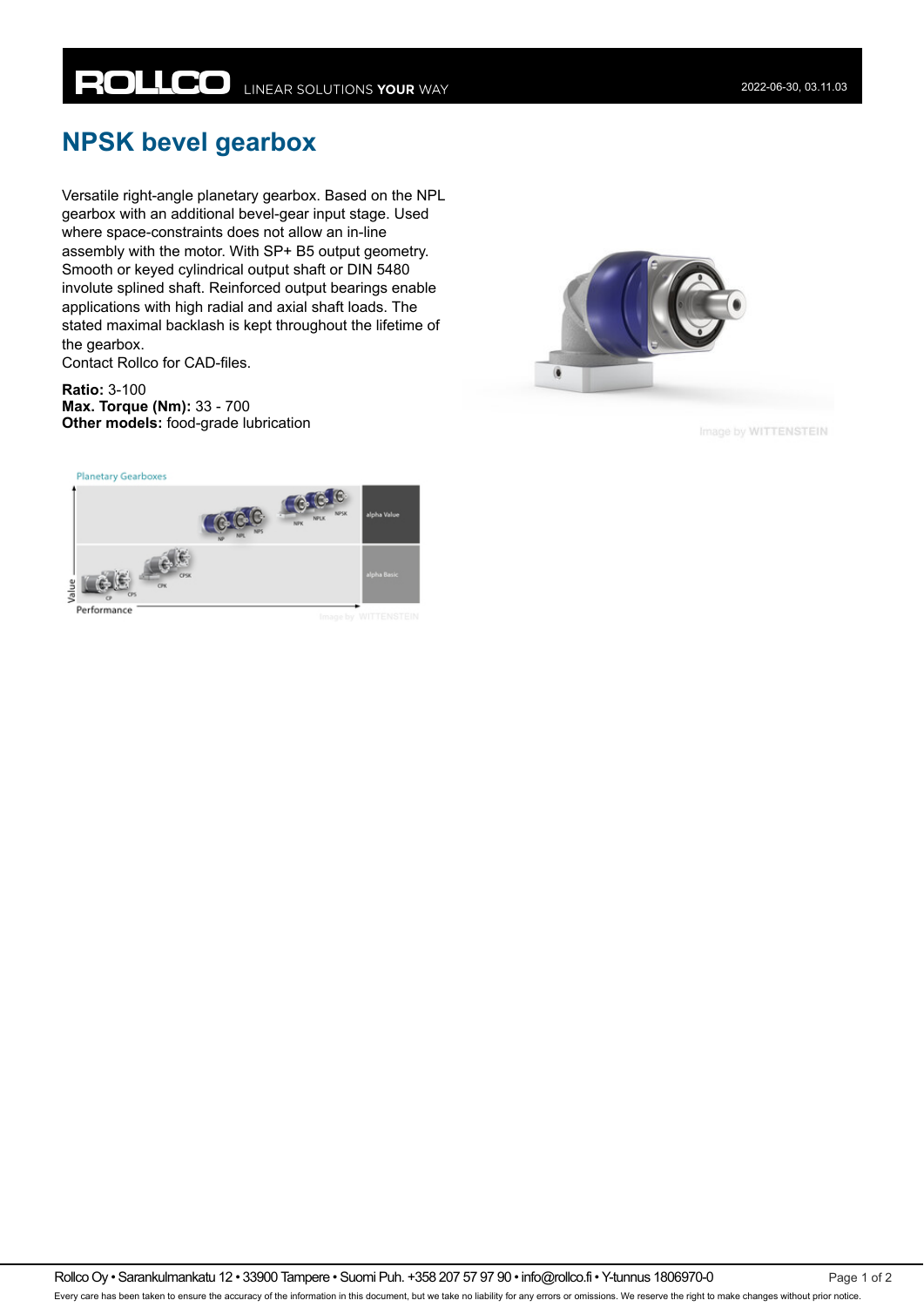# NPSK bevel gearbox

Versatile right-angle planetary gearbox. Based on the NPL gearbox with an additional bevel-gear input stage. Used where space-constraints does not allow an in-line assembly with the motor. With SP+ B5 output geometry. Smooth or keyed cylindrical output shaft or DIN 5480 involute splined shaft. Reinforced output bearings enable applications with high radial and axial shaft loads. The stated maximal backlash is kept throughout the lifetime of the gearbox.
Contact Rollco for CAD-files.

**Ratio:** 3-100
**Max. Torque (Nm):** 33 - 700
**Other models:** food-grade lubrication

Image by WITTENSTEIN

Image by WITTENSTEIN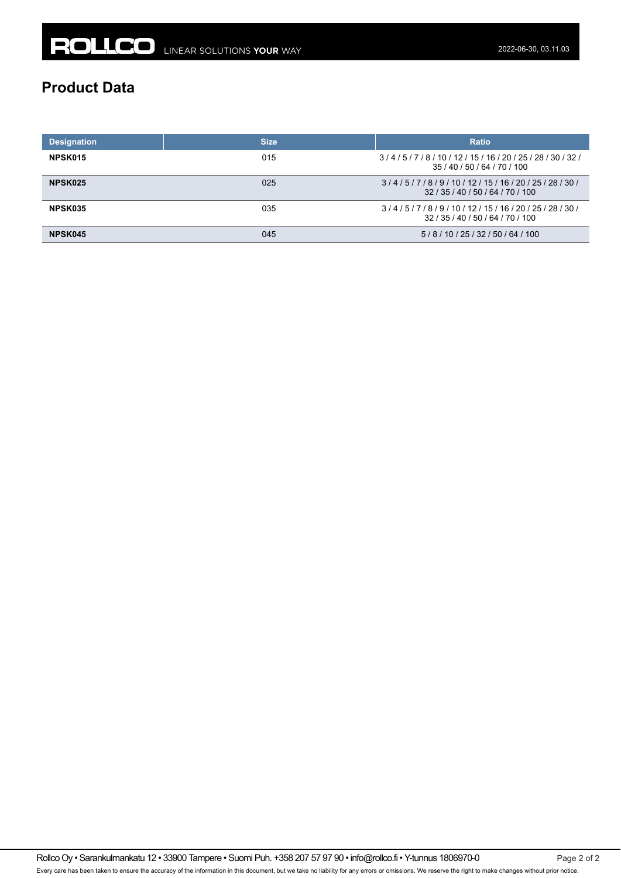## Product Data

| Designation | Size | Ratio |
|---|---|---|
| **NPSK015** | 015 | 3 / 4 / 5 / 7 / 8 / 10 / 12 / 15 / 16 / 20 / 25 / 28 / 30 / 32 / 35 / 40 / 50 / 64 / 70 / 100 |
| **NPSK025** | 025 | 3 / 4 / 5 / 7 / 8 / 9 / 10 / 12 / 15 / 16 / 20 / 25 / 28 / 30 / 32 / 35 / 40 / 50 / 64 / 70 / 100 |
| **NPSK035** | 035 | 3 / 4 / 5 / 7 / 8 / 9 / 10 / 12 / 15 / 16 / 20 / 25 / 28 / 30 / 32 / 35 / 40 / 50 / 64 / 70 / 100 |
| **NPSK045** | 045 | 5 / 8 / 10 / 25 / 32 / 50 / 64 / 100 |